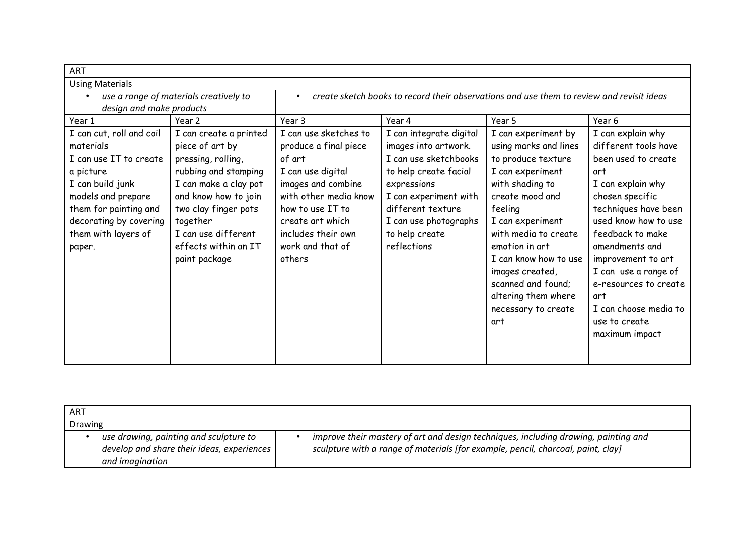| ART | | | | | |
|---|---|---|---|---|---|
| Using Materials | | | | | |
| • *use a range of materials creatively to design and make products* | | • *create sketch books to record their observations and use them to review and revisit ideas* | | | |
| Year 1 | Year 2 | Year 3 | Year 4 | Year 5 | Year 6 |
| I can cut, roll and coil materials<br>I can use IT to create a picture<br>I can build junk models and prepare them for painting and decorating by covering them with layers of paper. | I can create a printed piece of art by pressing, rolling, rubbing and stamping<br>I can make a clay pot and know how to join two clay finger pots together<br>I can use different effects within an IT paint package | I can use sketches to produce a final piece of art<br>I can use digital images and combine with other media know how to use IT to create art which includes their own work and that of others | I can integrate digital images into artwork.<br>I can use sketchbooks to help create facial expressions<br>I can experiment with different texture<br>I can use photographs to help create reflections | I can experiment by using marks and lines to produce texture<br>I can experiment with shading to create mood and feeling<br>I can experiment with media to create emotion in art<br>I can know how to use images created, scanned and found; altering them where necessary to create art | I can explain why different tools have been used to create art<br>I can explain why chosen specific techniques have been used know how to use feedback to make amendments and improvement to art<br>I can use a range of e-resources to create art<br>I can choose media to use to create maximum impact |

| ART | |
|---|---|
| Drawing | |
| • *use drawing, painting and sculpture to develop and share their ideas, experiences and imagination* | • *improve their mastery of art and design techniques, including drawing, painting and sculpture with a range of materials [for example, pencil, charcoal, paint, clay]* |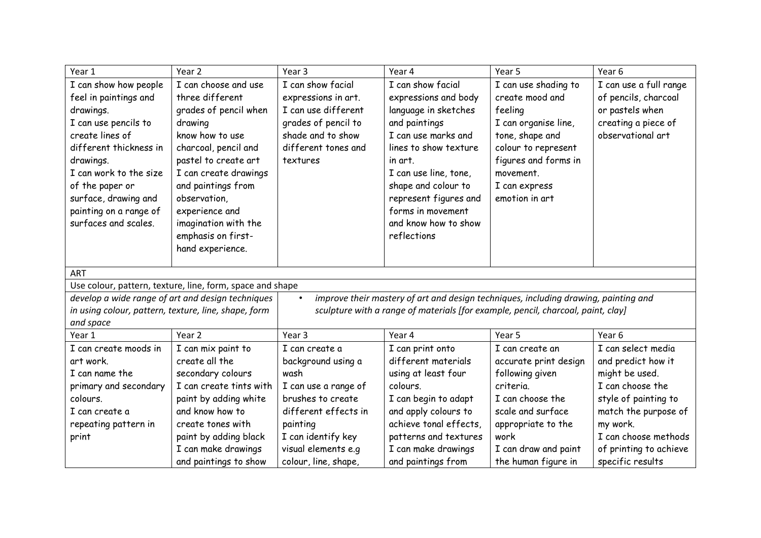| Year 1 | Year 2 | Year 3 | Year 4 | Year 5 | Year 6 |
|---|---|---|---|---|---|
| I can show how people feel in paintings and drawings.<br>I can use pencils to create lines of different thickness in drawings.<br>I can work to the size of the paper or surface, drawing and painting on a range of surfaces and scales. | I can choose and use three different grades of pencil when drawing<br>know how to use charcoal, pencil and pastel to create art<br>I can create drawings and paintings from observation, experience and imagination with the emphasis on first-hand experience. | I can show facial expressions in art.<br>I can use different grades of pencil to shade and to show different tones and textures | I can show facial expressions and body language in sketches and paintings<br>I can use marks and lines to show texture in art.<br>I can use line, tone, shape and colour to represent figures and forms in movement and know how to show reflections | I can use shading to create mood and feeling<br>I can organise line, tone, shape and colour to represent figures and forms in movement.<br>I can express emotion in art | I can use a full range of pencils, charcoal or pastels when creating a piece of observational art |
| ART | | | | | |
| Use colour, pattern, texture, line, form, space and shape | | | | | |
| *develop a wide range of art and design techniques in using colour, pattern, texture, line, shape, form and space* | | • *improve their mastery of art and design techniques, including drawing, painting and sculpture with a range of materials [for example, pencil, charcoal, paint, clay]* | | | |
| Year 1 | Year 2 | Year 3 | Year 4 | Year 5 | Year 6 |
| I can create moods in art work.<br>I can name the primary and secondary colours.<br>I can create a repeating pattern in print | I can mix paint to create all the secondary colours<br>I can create tints with paint by adding white and know how to create tones with paint by adding black<br>I can make drawings and paintings to show | I can create a background using a wash<br>I can use a range of brushes to create different effects in painting<br>I can identify key visual elements e.g colour, line, shape, | I can print onto different materials using at least four colours.<br>I can begin to adapt and apply colours to achieve tonal effects, patterns and textures<br>I can make drawings and paintings from | I can create an accurate print design following given criteria.<br>I can choose the scale and surface appropriate to the work<br>I can draw and paint the human figure in | I can select media and predict how it might be used.<br>I can choose the style of painting to match the purpose of my work.<br>I can choose methods of printing to achieve specific results |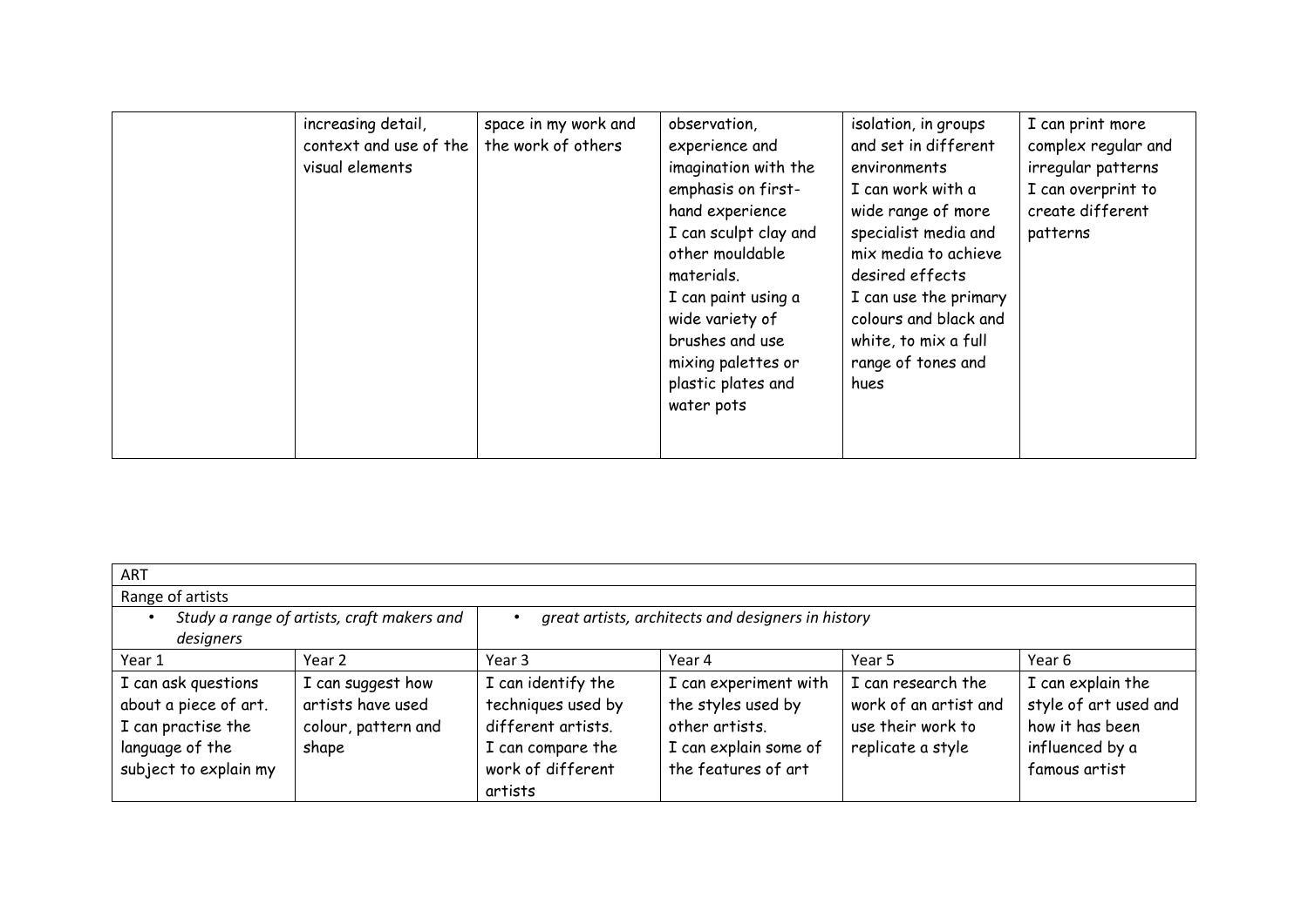| | | | | | |
|---|---|---|---|---|---|
| | increasing detail, context and use of the visual elements | space in my work and the work of others | observation, experience and imagination with the emphasis on first-hand experience<br>I can sculpt clay and other mouldable materials.<br>I can paint using a wide variety of brushes and use mixing palettes or plastic plates and water pots | isolation, in groups and set in different environments<br>I can work with a wide range of more specialist media and mix media to achieve desired effects<br>I can use the primary colours and black and white, to mix a full range of tones and hues | I can print more complex regular and irregular patterns<br>I can overprint to create different patterns |

| ART | | | | | |
|---|---|---|---|---|---|
| Range of artists | | | | | |
| • *Study a range of artists, craft makers and designers* | | • *great artists, architects and designers in history* | | | |
| Year 1 | Year 2 | Year 3 | Year 4 | Year 5 | Year 6 |
| I can ask questions about a piece of art.<br>I can practise the language of the subject to explain my | I can suggest how artists have used colour, pattern and shape | I can identify the techniques used by different artists.<br>I can compare the work of different artists | I can experiment with the styles used by other artists.<br>I can explain some of the features of art | I can research the work of an artist and use their work to replicate a style | I can explain the style of art used and how it has been influenced by a famous artist |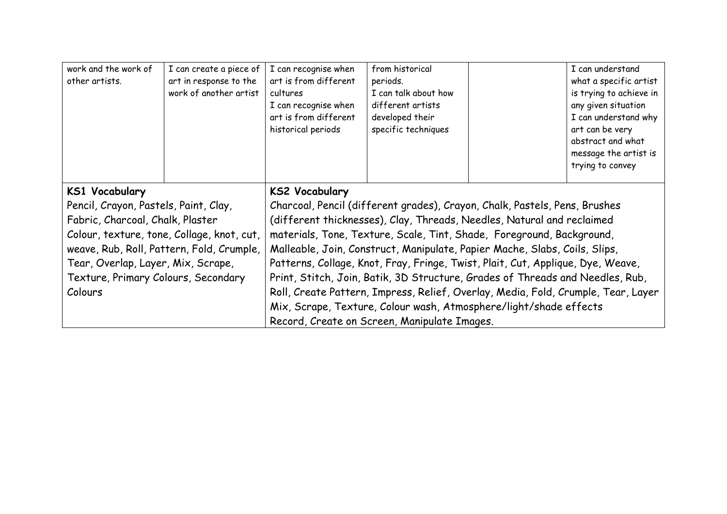| | | | | | |
|---|---|---|---|---|---|
| work and the work of other artists. | I can create a piece of art in response to the work of another artist | I can recognise when art is from different cultures<br>I can recognise when art is from different historical periods | from historical periods.<br>I can talk about how different artists developed their specific techniques | | I can understand what a specific artist is trying to achieve in any given situation<br>I can understand why art can be very abstract and what message the artist is trying to convey |
| **KS1 Vocabulary**<br>Pencil, Crayon, Pastels, Paint, Clay, Fabric, Charcoal, Chalk, Plaster Colour, texture, tone, Collage, knot, cut, weave, Rub, Roll, Pattern, Fold, Crumple, Tear, Overlap, Layer, Mix, Scrape, Texture, Primary Colours, Secondary Colours | | **KS2 Vocabulary**<br>Charcoal, Pencil (different grades), Crayon, Chalk, Pastels, Pens, Brushes (different thicknesses), Clay, Threads, Needles, Natural and reclaimed materials, Tone, Texture, Scale, Tint, Shade, Foreground, Background, Malleable, Join, Construct, Manipulate, Papier Mache, Slabs, Coils, Slips, Patterns, Collage, Knot, Fray, Fringe, Twist, Plait, Cut, Applique, Dye, Weave, Print, Stitch, Join, Batik, 3D Structure, Grades of Threads and Needles, Rub, Roll, Create Pattern, Impress, Relief, Overlay, Media, Fold, Crumple, Tear, Layer Mix, Scrape, Texture, Colour wash, Atmosphere/light/shade effects Record, Create on Screen, Manipulate Images. | | | |